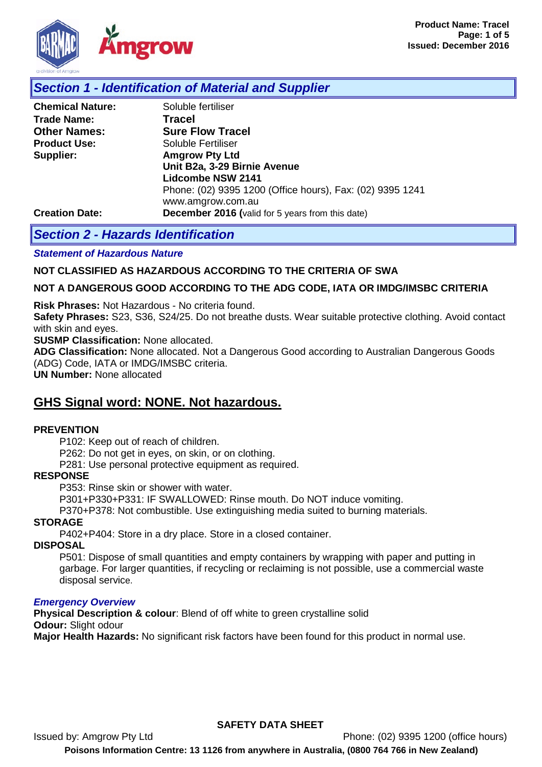## Section 1 - Identification of Material and Supplier

**Chemical Nature:** Soluble fertiliser
**Trade Name:** **Tracel**
**Other Names:** **Sure Flow Tracel**
**Product Use:** Soluble Fertiliser
**Supplier:** **Amgrow Pty Ltd**
**Unit B2a, 3-29 Birnie Avenue**
**Lidcombe NSW 2141**
Phone: (02) 9395 1200 (Office hours), Fax: (02) 9395 1241
www.amgrow.com.au
**Creation Date:** **December 2016 (**valid for 5 years from this date)

## Section 2 - Hazards Identification

***Statement of Hazardous Nature***

**NOT CLASSIFIED AS HAZARDOUS ACCORDING TO THE CRITERIA OF SWA**

**NOT A DANGEROUS GOOD ACCORDING TO THE ADG CODE, IATA OR IMDG/IMSBC CRITERIA**

**Risk Phrases:** Not Hazardous - No criteria found.
**Safety Phrases:** S23, S36, S24/25. Do not breathe dusts. Wear suitable protective clothing. Avoid contact with skin and eyes.
**SUSMP Classification:** None allocated.
**ADG Classification:** None allocated. Not a Dangerous Good according to Australian Dangerous Goods (ADG) Code, IATA or IMDG/IMSBC criteria.
**UN Number:** None allocated

### GHS Signal word: NONE. Not hazardous.

**PREVENTION**

P102: Keep out of reach of children.
P262: Do not get in eyes, on skin, or on clothing.
P281: Use personal protective equipment as required.

**RESPONSE**

P353: Rinse skin or shower with water.
P301+P330+P331: IF SWALLOWED: Rinse mouth. Do NOT induce vomiting.
P370+P378: Not combustible. Use extinguishing media suited to burning materials.

**STORAGE**

P402+P404: Store in a dry place. Store in a closed container.

**DISPOSAL**

P501: Dispose of small quantities and empty containers by wrapping with paper and putting in garbage. For larger quantities, if recycling or reclaiming is not possible, use a commercial waste disposal service.

***Emergency Overview***

**Physical Description & colour**: Blend of off white to green crystalline solid
**Odour:** Slight odour
**Major Health Hazards:** No significant risk factors have been found for this product in normal use.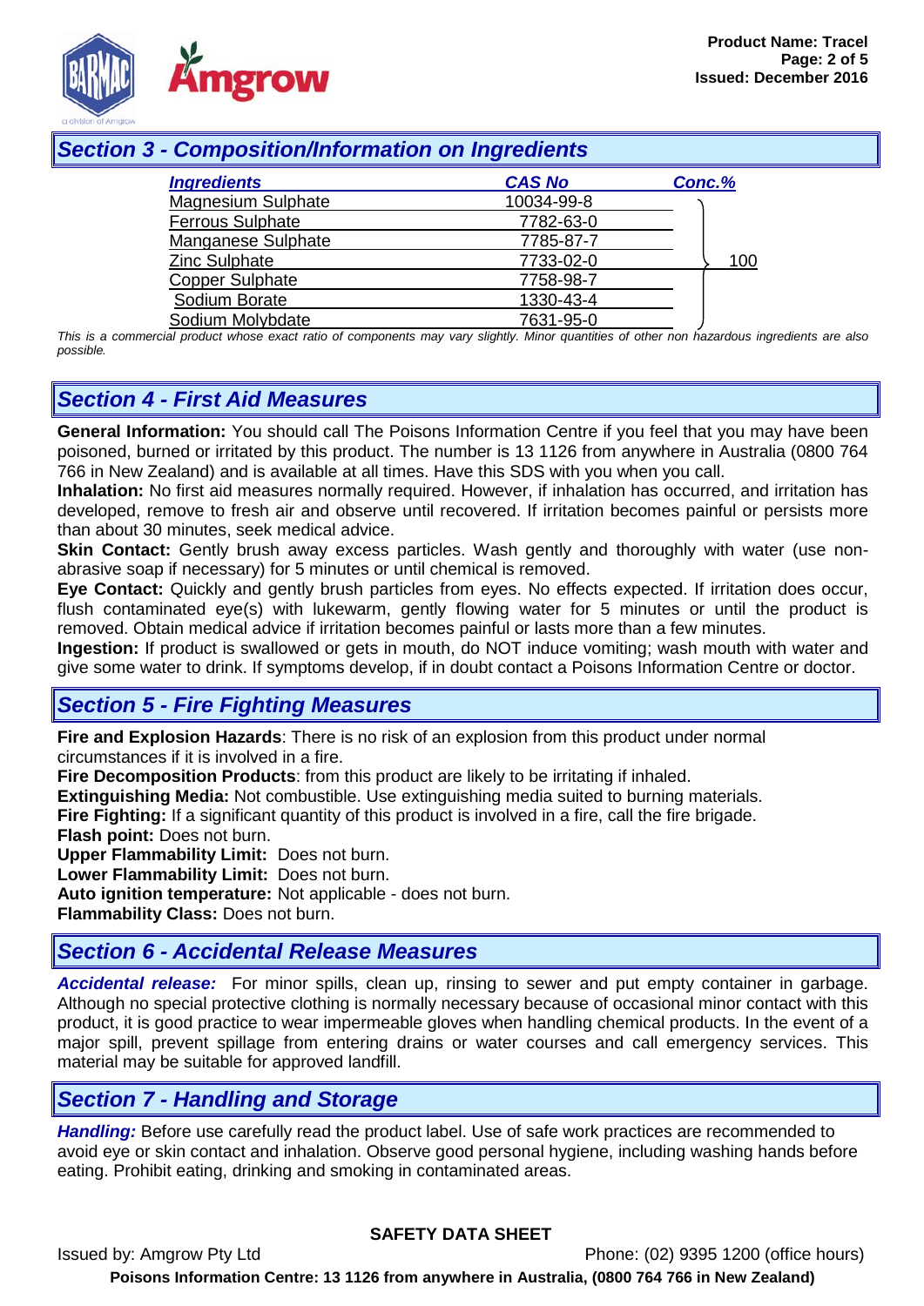## Section 3 - Composition/Information on Ingredients

| Ingredients | CAS No | Conc.% |
|---|---|---|
| Magnesium Sulphate | 10034-99-8 | 100 |
| Ferrous Sulphate | 7782-63-0 | |
| Manganese Sulphate | 7785-87-7 | |
| Zinc Sulphate | 7733-02-0 | |
| Copper Sulphate | 7758-98-7 | |
| Sodium Borate | 1330-43-4 | |
| Sodium Molybdate | 7631-95-0 | |

*This is a commercial product whose exact ratio of components may vary slightly. Minor quantities of other non hazardous ingredients are also possible.*

## Section 4 - First Aid Measures

**General Information:** You should call The Poisons Information Centre if you feel that you may have been poisoned, burned or irritated by this product. The number is 13 1126 from anywhere in Australia (0800 764 766 in New Zealand) and is available at all times. Have this SDS with you when you call.

**Inhalation:** No first aid measures normally required. However, if inhalation has occurred, and irritation has developed, remove to fresh air and observe until recovered. If irritation becomes painful or persists more than about 30 minutes, seek medical advice.

**Skin Contact:** Gently brush away excess particles. Wash gently and thoroughly with water (use non-abrasive soap if necessary) for 5 minutes or until chemical is removed.

**Eye Contact:** Quickly and gently brush particles from eyes. No effects expected. If irritation does occur, flush contaminated eye(s) with lukewarm, gently flowing water for 5 minutes or until the product is removed. Obtain medical advice if irritation becomes painful or lasts more than a few minutes.

**Ingestion:** If product is swallowed or gets in mouth, do NOT induce vomiting; wash mouth with water and give some water to drink. If symptoms develop, if in doubt contact a Poisons Information Centre or doctor.

## Section 5 - Fire Fighting Measures

**Fire and Explosion Hazards**: There is no risk of an explosion from this product under normal circumstances if it is involved in a fire.

**Fire Decomposition Products**: from this product are likely to be irritating if inhaled.

**Extinguishing Media:** Not combustible. Use extinguishing media suited to burning materials.

**Fire Fighting:** If a significant quantity of this product is involved in a fire, call the fire brigade.

**Flash point:** Does not burn.

**Upper Flammability Limit:** Does not burn.

**Lower Flammability Limit:** Does not burn.

**Auto ignition temperature:** Not applicable - does not burn.

**Flammability Class:** Does not burn.

## Section 6 - Accidental Release Measures

***Accidental release:*** For minor spills, clean up, rinsing to sewer and put empty container in garbage. Although no special protective clothing is normally necessary because of occasional minor contact with this product, it is good practice to wear impermeable gloves when handling chemical products. In the event of a major spill, prevent spillage from entering drains or water courses and call emergency services. This material may be suitable for approved landfill.

## Section 7 - Handling and Storage

***Handling:*** Before use carefully read the product label. Use of safe work practices are recommended to avoid eye or skin contact and inhalation. Observe good personal hygiene, including washing hands before eating. Prohibit eating, drinking and smoking in contaminated areas.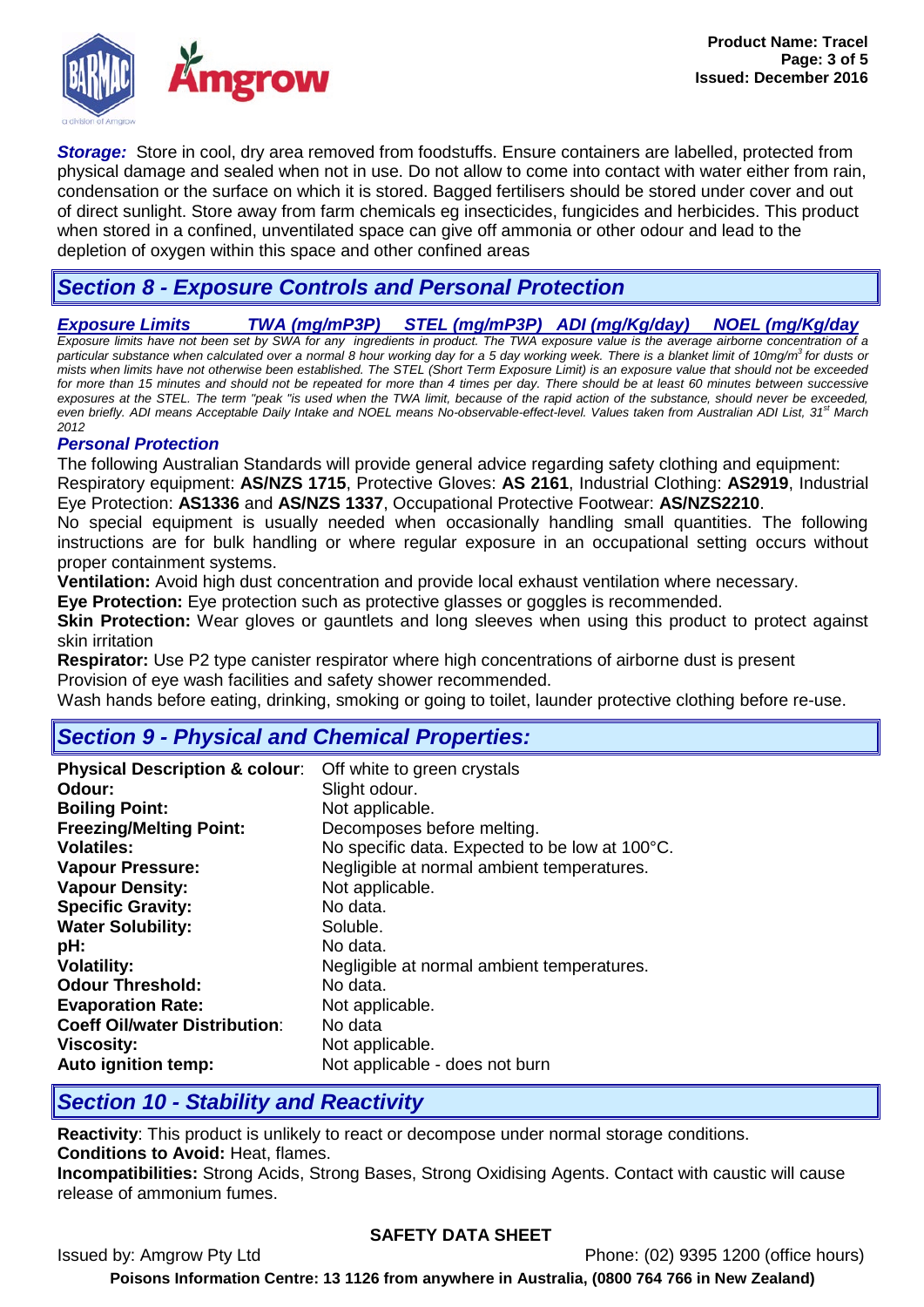***Storage:*** Store in cool, dry area removed from foodstuffs. Ensure containers are labelled, protected from physical damage and sealed when not in use. Do not allow to come into contact with water either from rain, condensation or the surface on which it is stored. Bagged fertilisers should be stored under cover and out of direct sunlight. Store away from farm chemicals eg insecticides, fungicides and herbicides. This product when stored in a confined, unventilated space can give off ammonia or other odour and lead to the depletion of oxygen within this space and other confined areas

## *Section 8 - Exposure Controls and Personal Protection*

| *Exposure Limits* | *TWA (mg/mP3P)* | *STEL (mg/mP3P)* | *ADI (mg/Kg/day)* | *NOEL (mg/Kg/day* |
|---|---|---|---|---|

*Exposure limits have not been set by SWA for any ingredients in product. The TWA exposure value is the average airborne concentration of a particular substance when calculated over a normal 8 hour working day for a 5 day working week. There is a blanket limit of 10mg/m$^3$ for dusts or mists when limits have not otherwise been established. The STEL (Short Term Exposure Limit) is an exposure value that should not be exceeded for more than 15 minutes and should not be repeated for more than 4 times per day. There should be at least 60 minutes between successive exposures at the STEL. The term "peak "is used when the TWA limit, because of the rapid action of the substance, should never be exceeded, even briefly. ADI means Acceptable Daily Intake and NOEL means No-observable-effect-level. Values taken from Australian ADI List, 31st March 2012*

### *Personal Protection*

The following Australian Standards will provide general advice regarding safety clothing and equipment: Respiratory equipment: **AS/NZS 1715**, Protective Gloves: **AS 2161**, Industrial Clothing: **AS2919**, Industrial Eye Protection: **AS1336** and **AS/NZS 1337**, Occupational Protective Footwear: **AS/NZS2210**.

No special equipment is usually needed when occasionally handling small quantities. The following instructions are for bulk handling or where regular exposure in an occupational setting occurs without proper containment systems.

**Ventilation:** Avoid high dust concentration and provide local exhaust ventilation where necessary.

**Eye Protection:** Eye protection such as protective glasses or goggles is recommended.

**Skin Protection:** Wear gloves or gauntlets and long sleeves when using this product to protect against skin irritation

**Respirator:** Use P2 type canister respirator where high concentrations of airborne dust is present

Provision of eye wash facilities and safety shower recommended.

Wash hands before eating, drinking, smoking or going to toilet, launder protective clothing before re-use.

## *Section 9 - Physical and Chemical Properties:*

| | |
|---|---|
| **Physical Description & colour**: | Off white to green crystals |
| **Odour:** | Slight odour. |
| **Boiling Point:** | Not applicable. |
| **Freezing/Melting Point:** | Decomposes before melting. |
| **Volatiles:** | No specific data. Expected to be low at 100°C. |
| **Vapour Pressure:** | Negligible at normal ambient temperatures. |
| **Vapour Density:** | Not applicable. |
| **Specific Gravity:** | No data. |
| **Water Solubility:** | Soluble. |
| **pH:** | No data. |
| **Volatility:** | Negligible at normal ambient temperatures. |
| **Odour Threshold:** | No data. |
| **Evaporation Rate:** | Not applicable. |
| **Coeff Oil/water Distribution**: | No data |
| **Viscosity:** | Not applicable. |
| **Auto ignition temp:** | Not applicable - does not burn |

## *Section 10 - Stability and Reactivity*

**Reactivity**: This product is unlikely to react or decompose under normal storage conditions.

**Conditions to Avoid:** Heat, flames.

**Incompatibilities:** Strong Acids, Strong Bases, Strong Oxidising Agents. Contact with caustic will cause release of ammonium fumes.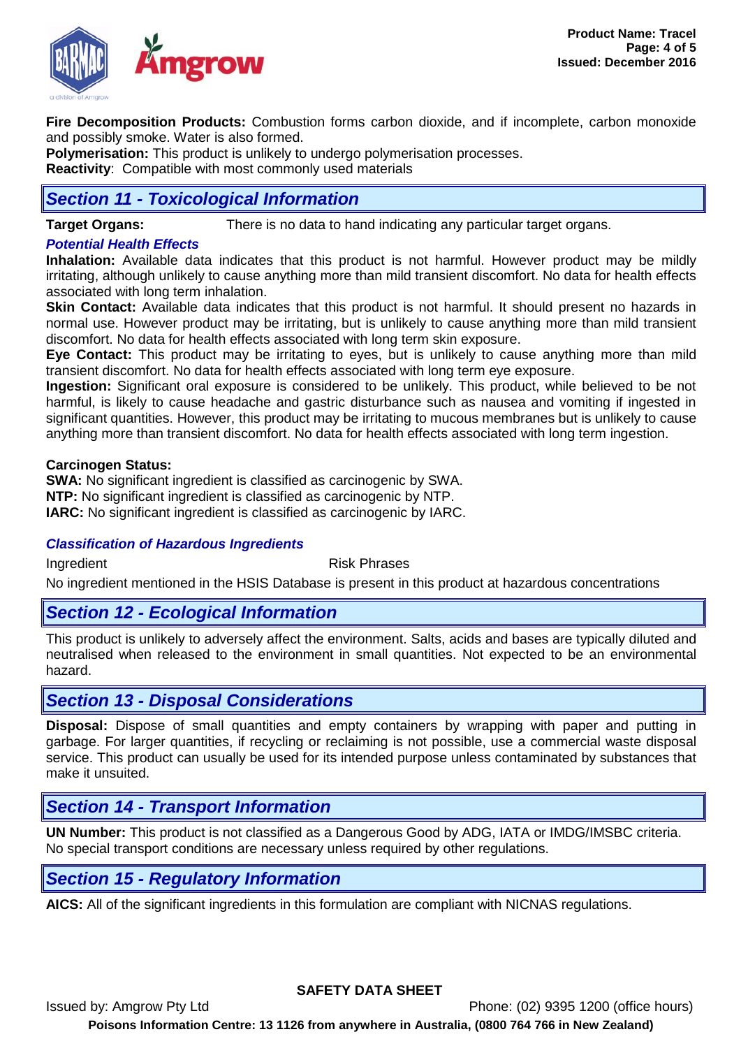**Fire Decomposition Products:** Combustion forms carbon dioxide, and if incomplete, carbon monoxide and possibly smoke. Water is also formed.
**Polymerisation:** This product is unlikely to undergo polymerisation processes.
**Reactivity**: Compatible with most commonly used materials

## Section 11 - Toxicological Information

**Target Organs:** There is no data to hand indicating any particular target organs.

### Potential Health Effects

**Inhalation:** Available data indicates that this product is not harmful. However product may be mildly irritating, although unlikely to cause anything more than mild transient discomfort. No data for health effects associated with long term inhalation.
**Skin Contact:** Available data indicates that this product is not harmful. It should present no hazards in normal use. However product may be irritating, but is unlikely to cause anything more than mild transient discomfort. No data for health effects associated with long term skin exposure.
**Eye Contact:** This product may be irritating to eyes, but is unlikely to cause anything more than mild transient discomfort. No data for health effects associated with long term eye exposure.
**Ingestion:** Significant oral exposure is considered to be unlikely. This product, while believed to be not harmful, is likely to cause headache and gastric disturbance such as nausea and vomiting if ingested in significant quantities. However, this product may be irritating to mucous membranes but is unlikely to cause anything more than transient discomfort. No data for health effects associated with long term ingestion.

**Carcinogen Status:**
**SWA:** No significant ingredient is classified as carcinogenic by SWA.
**NTP:** No significant ingredient is classified as carcinogenic by NTP.
**IARC:** No significant ingredient is classified as carcinogenic by IARC.

### Classification of Hazardous Ingredients

| Ingredient | Risk Phrases |
| --- | --- |

No ingredient mentioned in the HSIS Database is present in this product at hazardous concentrations

## Section 12 - Ecological Information

This product is unlikely to adversely affect the environment. Salts, acids and bases are typically diluted and neutralised when released to the environment in small quantities. Not expected to be an environmental hazard.

## Section 13 - Disposal Considerations

**Disposal:** Dispose of small quantities and empty containers by wrapping with paper and putting in garbage. For larger quantities, if recycling or reclaiming is not possible, use a commercial waste disposal service. This product can usually be used for its intended purpose unless contaminated by substances that make it unsuited.

## Section 14 - Transport Information

**UN Number:** This product is not classified as a Dangerous Good by ADG, IATA or IMDG/IMSBC criteria. No special transport conditions are necessary unless required by other regulations.

## Section 15 - Regulatory Information

**AICS:** All of the significant ingredients in this formulation are compliant with NICNAS regulations.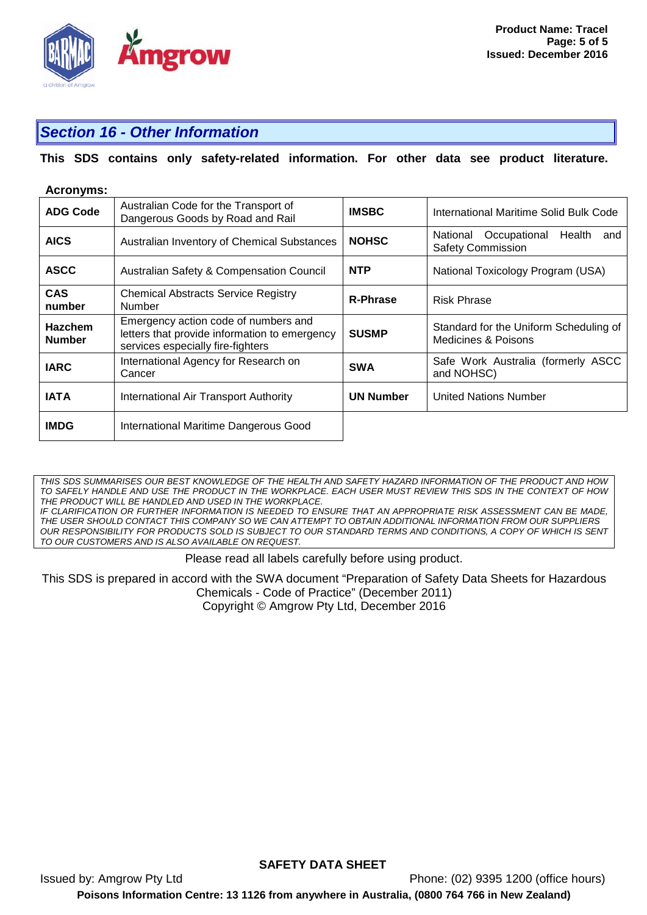## Section 16 - Other Information

**This SDS contains only safety-related information. For other data see product literature.**

**Acronyms:**

| | | | |
|---|---|---|---|
| **ADG Code** | Australian Code for the Transport of Dangerous Goods by Road and Rail | **IMSBC** | International Maritime Solid Bulk Code |
| **AICS** | Australian Inventory of Chemical Substances | **NOHSC** | National Occupational Health and Safety Commission |
| **ASCC** | Australian Safety & Compensation Council | **NTP** | National Toxicology Program (USA) |
| **CAS number** | Chemical Abstracts Service Registry Number | **R-Phrase** | Risk Phrase |
| **Hazchem Number** | Emergency action code of numbers and letters that provide information to emergency services especially fire-fighters | **SUSMP** | Standard for the Uniform Scheduling of Medicines & Poisons |
| **IARC** | International Agency for Research on Cancer | **SWA** | Safe Work Australia (formerly ASCC and NOHSC) |
| **IATA** | International Air Transport Authority | **UN Number** | United Nations Number |
| **IMDG** | International Maritime Dangerous Good | | |

*THIS SDS SUMMARISES OUR BEST KNOWLEDGE OF THE HEALTH AND SAFETY HAZARD INFORMATION OF THE PRODUCT AND HOW TO SAFELY HANDLE AND USE THE PRODUCT IN THE WORKPLACE. EACH USER MUST REVIEW THIS SDS IN THE CONTEXT OF HOW THE PRODUCT WILL BE HANDLED AND USED IN THE WORKPLACE.*
*IF CLARIFICATION OR FURTHER INFORMATION IS NEEDED TO ENSURE THAT AN APPROPRIATE RISK ASSESSMENT CAN BE MADE, THE USER SHOULD CONTACT THIS COMPANY SO WE CAN ATTEMPT TO OBTAIN ADDITIONAL INFORMATION FROM OUR SUPPLIERS OUR RESPONSIBILITY FOR PRODUCTS SOLD IS SUBJECT TO OUR STANDARD TERMS AND CONDITIONS, A COPY OF WHICH IS SENT TO OUR CUSTOMERS AND IS ALSO AVAILABLE ON REQUEST.*

Please read all labels carefully before using product.

This SDS is prepared in accord with the SWA document "Preparation of Safety Data Sheets for Hazardous Chemicals - Code of Practice" (December 2011)
Copyright © Amgrow Pty Ltd, December 2016